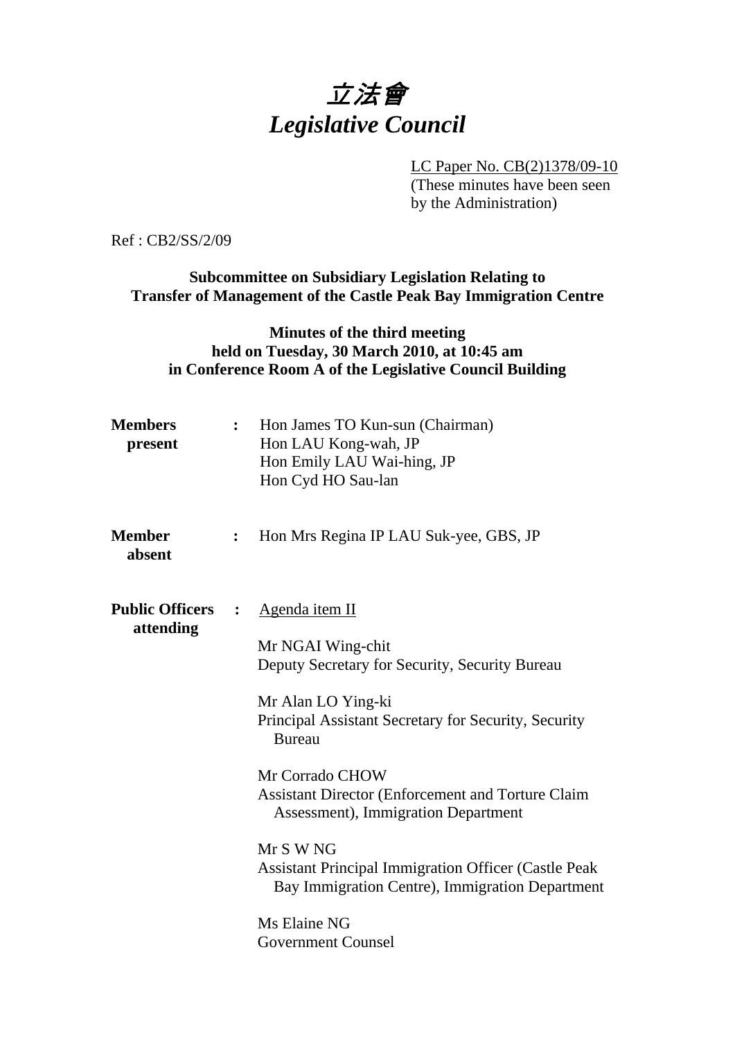# 立法會
# *Legislative Council*

LC Paper No. CB(2)1378/09-10
(These minutes have been seen by the Administration)

Ref : CB2/SS/2/09

**Subcommittee on Subsidiary Legislation Relating to Transfer of Management of the Castle Peak Bay Immigration Centre**

**Minutes of the third meeting held on Tuesday, 30 March 2010, at 10:45 am in Conference Room A of the Legislative Council Building**

**Members present** : Hon James TO Kun-sun (Chairman)
Hon LAU Kong-wah, JP
Hon Emily LAU Wai-hing, JP
Hon Cyd HO Sau-lan

**Member absent** : Hon Mrs Regina IP LAU Suk-yee, GBS, JP

**Public Officers attending** : Agenda item II

Mr NGAI Wing-chit
Deputy Secretary for Security, Security Bureau

Mr Alan LO Ying-ki
Principal Assistant Secretary for Security, Security Bureau

Mr Corrado CHOW
Assistant Director (Enforcement and Torture Claim Assessment), Immigration Department

Mr S W NG
Assistant Principal Immigration Officer (Castle Peak Bay Immigration Centre), Immigration Department

Ms Elaine NG
Government Counsel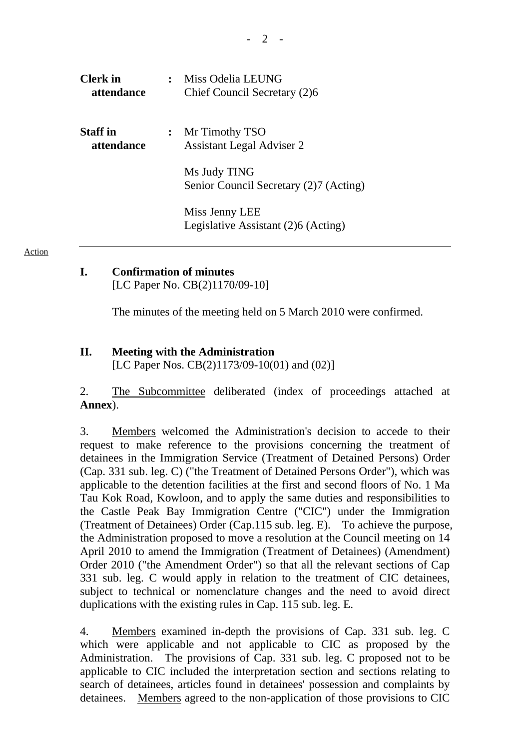| | | |
|---|---|---|
| **Clerk in attendance** | : | Miss Odelia LEUNG<br>Chief Council Secretary (2)6 |
| **Staff in attendance** | : | Mr Timothy TSO<br>Assistant Legal Adviser 2<br><br>Ms Judy TING<br>Senior Council Secretary (2)7 (Acting)<br><br>Miss Jenny LEE<br>Legislative Assistant (2)6 (Acting) |

---

Action

## I. Confirmation of minutes

[LC Paper No. CB(2)1170/09-10]

The minutes of the meeting held on 5 March 2010 were confirmed.

## II. Meeting with the Administration

[LC Paper Nos. CB(2)1173/09-10(01) and (02)]

2. The Subcommittee deliberated (index of proceedings attached at **Annex**).

3. Members welcomed the Administration's decision to accede to their request to make reference to the provisions concerning the treatment of detainees in the Immigration Service (Treatment of Detained Persons) Order (Cap. 331 sub. leg. C) ("the Treatment of Detained Persons Order"), which was applicable to the detention facilities at the first and second floors of No. 1 Ma Tau Kok Road, Kowloon, and to apply the same duties and responsibilities to the Castle Peak Bay Immigration Centre ("CIC") under the Immigration (Treatment of Detainees) Order (Cap.115 sub. leg. E). To achieve the purpose, the Administration proposed to move a resolution at the Council meeting on 14 April 2010 to amend the Immigration (Treatment of Detainees) (Amendment) Order 2010 ("the Amendment Order") so that all the relevant sections of Cap 331 sub. leg. C would apply in relation to the treatment of CIC detainees, subject to technical or nomenclature changes and the need to avoid direct duplications with the existing rules in Cap. 115 sub. leg. E.

4. Members examined in-depth the provisions of Cap. 331 sub. leg. C which were applicable and not applicable to CIC as proposed by the Administration. The provisions of Cap. 331 sub. leg. C proposed not to be applicable to CIC included the interpretation section and sections relating to search of detainees, articles found in detainees' possession and complaints by detainees. Members agreed to the non-application of those provisions to CIC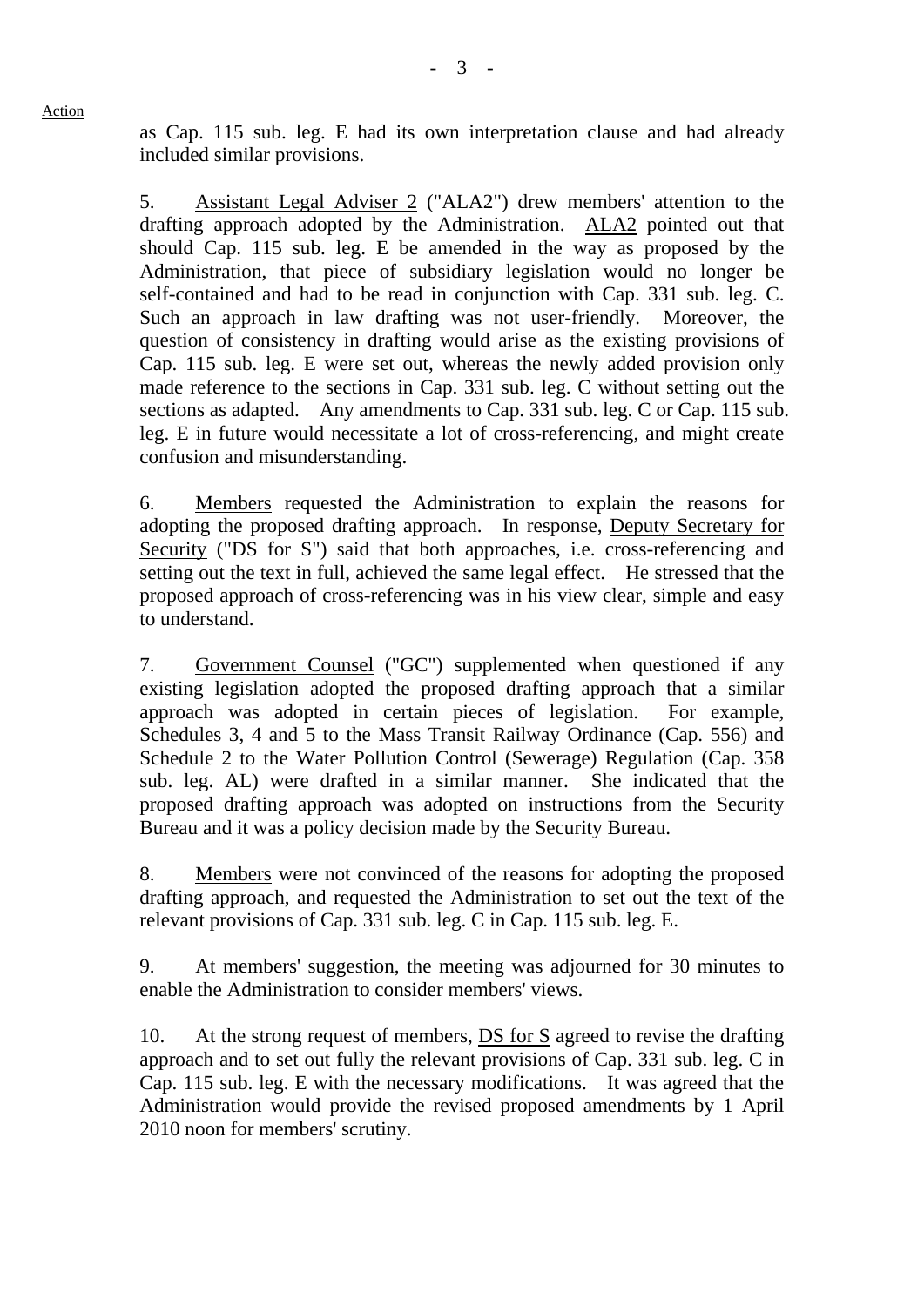Action

as Cap. 115 sub. leg. E had its own interpretation clause and had already included similar provisions.

5. Assistant Legal Adviser 2 ("ALA2") drew members' attention to the drafting approach adopted by the Administration. ALA2 pointed out that should Cap. 115 sub. leg. E be amended in the way as proposed by the Administration, that piece of subsidiary legislation would no longer be self-contained and had to be read in conjunction with Cap. 331 sub. leg. C. Such an approach in law drafting was not user-friendly. Moreover, the question of consistency in drafting would arise as the existing provisions of Cap. 115 sub. leg. E were set out, whereas the newly added provision only made reference to the sections in Cap. 331 sub. leg. C without setting out the sections as adapted. Any amendments to Cap. 331 sub. leg. C or Cap. 115 sub. leg. E in future would necessitate a lot of cross-referencing, and might create confusion and misunderstanding.

6. Members requested the Administration to explain the reasons for adopting the proposed drafting approach. In response, Deputy Secretary for Security ("DS for S") said that both approaches, i.e. cross-referencing and setting out the text in full, achieved the same legal effect. He stressed that the proposed approach of cross-referencing was in his view clear, simple and easy to understand.

7. Government Counsel ("GC") supplemented when questioned if any existing legislation adopted the proposed drafting approach that a similar approach was adopted in certain pieces of legislation. For example, Schedules 3, 4 and 5 to the Mass Transit Railway Ordinance (Cap. 556) and Schedule 2 to the Water Pollution Control (Sewerage) Regulation (Cap. 358 sub. leg. AL) were drafted in a similar manner. She indicated that the proposed drafting approach was adopted on instructions from the Security Bureau and it was a policy decision made by the Security Bureau.

8. Members were not convinced of the reasons for adopting the proposed drafting approach, and requested the Administration to set out the text of the relevant provisions of Cap. 331 sub. leg. C in Cap. 115 sub. leg. E.

9. At members' suggestion, the meeting was adjourned for 30 minutes to enable the Administration to consider members' views.

10. At the strong request of members, DS for S agreed to revise the drafting approach and to set out fully the relevant provisions of Cap. 331 sub. leg. C in Cap. 115 sub. leg. E with the necessary modifications. It was agreed that the Administration would provide the revised proposed amendments by 1 April 2010 noon for members' scrutiny.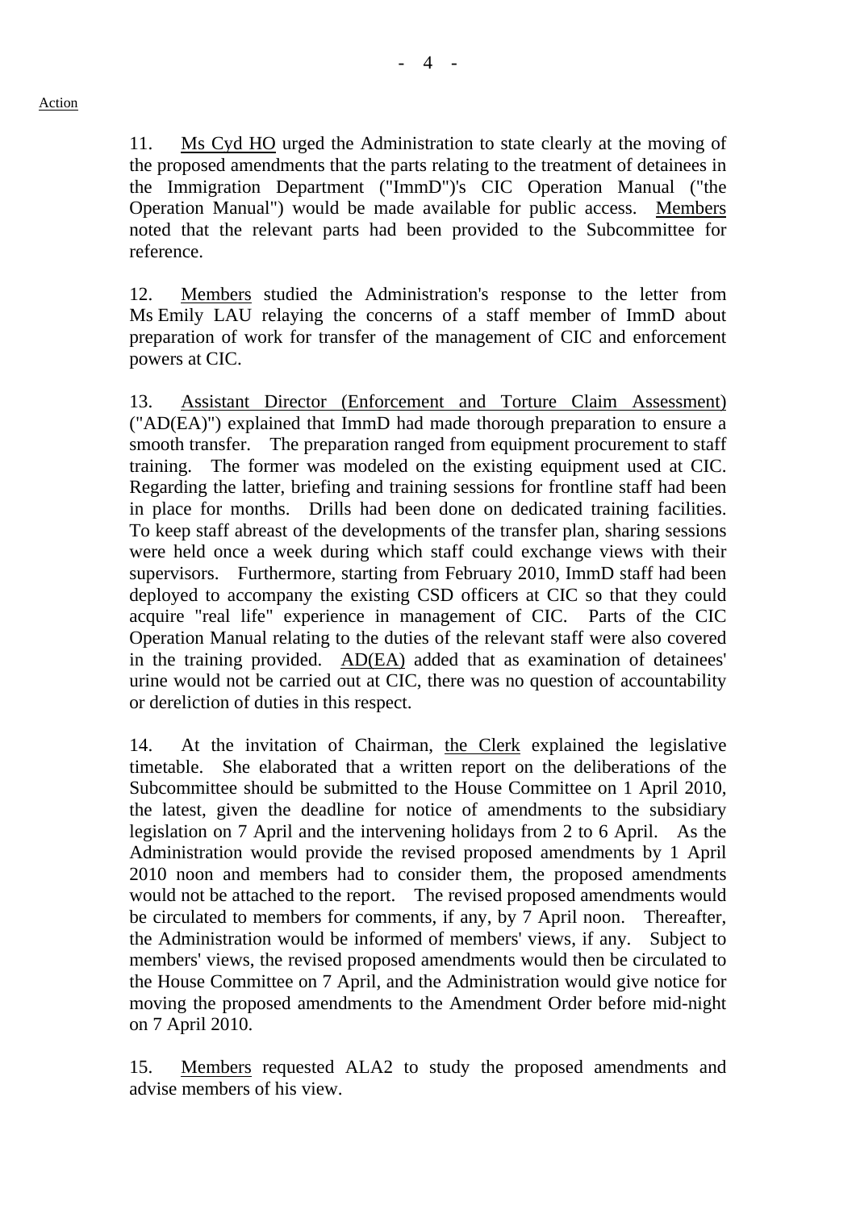Action

11. Ms Cyd HO urged the Administration to state clearly at the moving of the proposed amendments that the parts relating to the treatment of detainees in the Immigration Department ("ImmD")'s CIC Operation Manual ("the Operation Manual") would be made available for public access. Members noted that the relevant parts had been provided to the Subcommittee for reference.

12. Members studied the Administration's response to the letter from Ms Emily LAU relaying the concerns of a staff member of ImmD about preparation of work for transfer of the management of CIC and enforcement powers at CIC.

13. Assistant Director (Enforcement and Torture Claim Assessment) ("AD(EA)") explained that ImmD had made thorough preparation to ensure a smooth transfer. The preparation ranged from equipment procurement to staff training. The former was modeled on the existing equipment used at CIC. Regarding the latter, briefing and training sessions for frontline staff had been in place for months. Drills had been done on dedicated training facilities. To keep staff abreast of the developments of the transfer plan, sharing sessions were held once a week during which staff could exchange views with their supervisors. Furthermore, starting from February 2010, ImmD staff had been deployed to accompany the existing CSD officers at CIC so that they could acquire "real life" experience in management of CIC. Parts of the CIC Operation Manual relating to the duties of the relevant staff were also covered in the training provided. AD(EA) added that as examination of detainees' urine would not be carried out at CIC, there was no question of accountability or dereliction of duties in this respect.

14. At the invitation of Chairman, the Clerk explained the legislative timetable. She elaborated that a written report on the deliberations of the Subcommittee should be submitted to the House Committee on 1 April 2010, the latest, given the deadline for notice of amendments to the subsidiary legislation on 7 April and the intervening holidays from 2 to 6 April. As the Administration would provide the revised proposed amendments by 1 April 2010 noon and members had to consider them, the proposed amendments would not be attached to the report. The revised proposed amendments would be circulated to members for comments, if any, by 7 April noon. Thereafter, the Administration would be informed of members' views, if any. Subject to members' views, the revised proposed amendments would then be circulated to the House Committee on 7 April, and the Administration would give notice for moving the proposed amendments to the Amendment Order before mid-night on 7 April 2010.

15. Members requested ALA2 to study the proposed amendments and advise members of his view.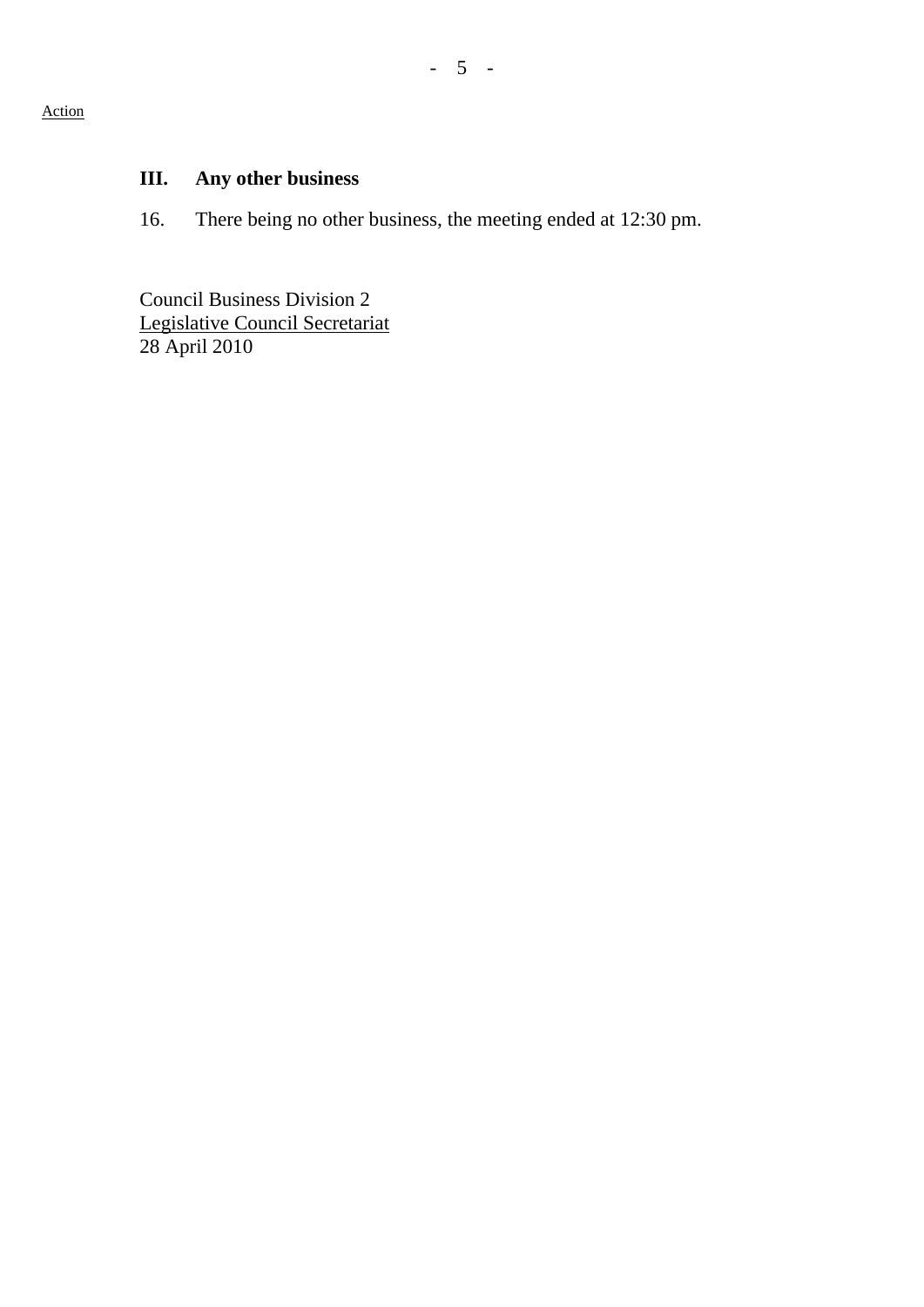Action

## III. Any other business

16. There being no other business, the meeting ended at 12:30 pm.

Council Business Division 2
Legislative Council Secretariat
28 April 2010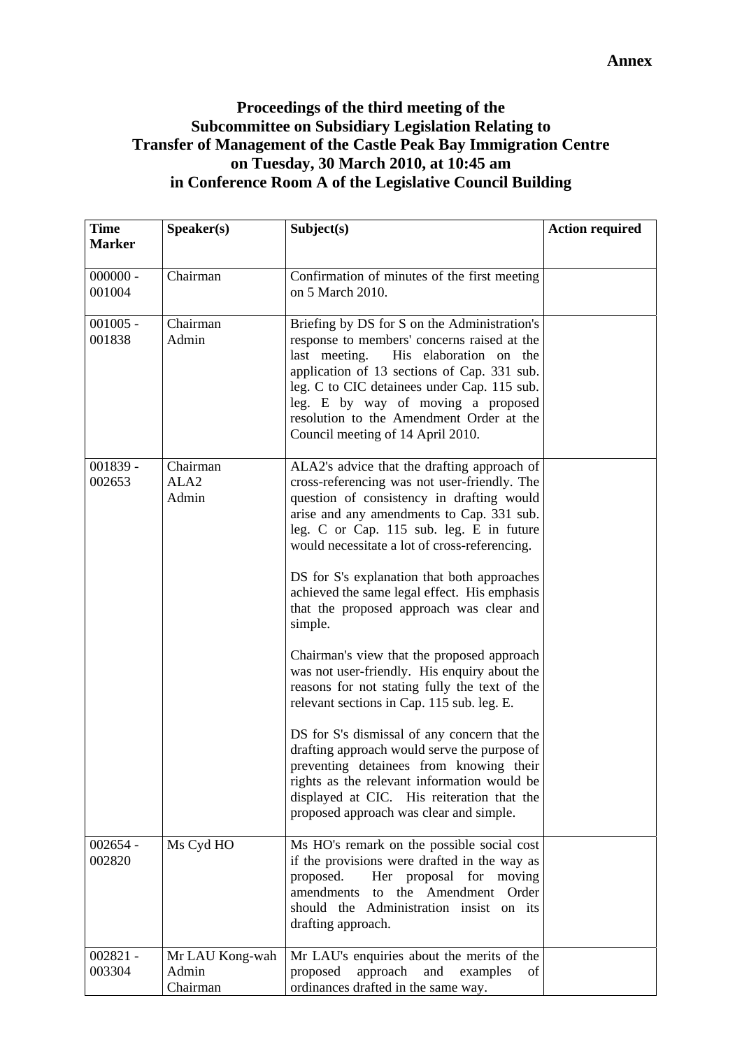**Annex**

# Proceedings of the third meeting of the Subcommittee on Subsidiary Legislation Relating to Transfer of Management of the Castle Peak Bay Immigration Centre on Tuesday, 30 March 2010, at 10:45 am in Conference Room A of the Legislative Council Building

| Time Marker | Speaker(s) | Subject(s) | Action required |
|---|---|---|---|
| 000000 - 001004 | Chairman | Confirmation of minutes of the first meeting on 5 March 2010. | |
| 001005 - 001838 | Chairman<br>Admin | Briefing by DS for S on the Administration's response to members' concerns raised at the last meeting. His elaboration on the application of 13 sections of Cap. 331 sub. leg. C to CIC detainees under Cap. 115 sub. leg. E by way of moving a proposed resolution to the Amendment Order at the Council meeting of 14 April 2010. | |
| 001839 - 002653 | Chairman<br>ALA2<br>Admin | ALA2's advice that the drafting approach of cross-referencing was not user-friendly. The question of consistency in drafting would arise and any amendments to Cap. 331 sub. leg. C or Cap. 115 sub. leg. E in future would necessitate a lot of cross-referencing.<br><br>DS for S's explanation that both approaches achieved the same legal effect. His emphasis that the proposed approach was clear and simple.<br><br>Chairman's view that the proposed approach was not user-friendly. His enquiry about the reasons for not stating fully the text of the relevant sections in Cap. 115 sub. leg. E.<br><br>DS for S's dismissal of any concern that the drafting approach would serve the purpose of preventing detainees from knowing their rights as the relevant information would be displayed at CIC. His reiteration that the proposed approach was clear and simple. | |
| 002654 - 002820 | Ms Cyd HO | Ms HO's remark on the possible social cost if the provisions were drafted in the way as proposed. Her proposal for moving amendments to the Amendment Order should the Administration insist on its drafting approach. | |
| 002821 - 003304 | Mr LAU Kong-wah<br>Admin<br>Chairman | Mr LAU's enquiries about the merits of the proposed approach and examples of ordinances drafted in the same way. | |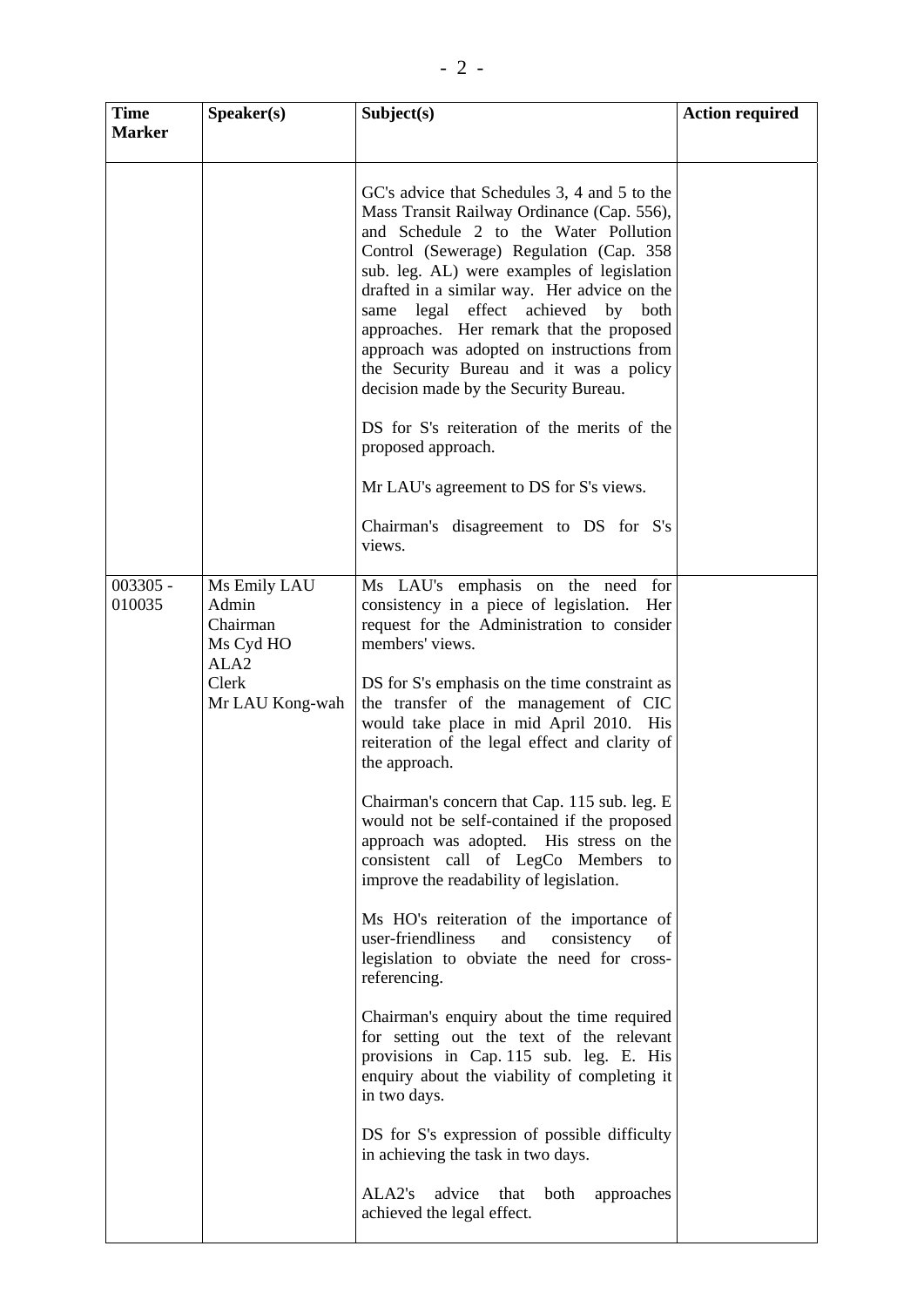| Time Marker | Speaker(s) | Subject(s) | Action required |
|---|---|---|---|
| | | GC's advice that Schedules 3, 4 and 5 to the Mass Transit Railway Ordinance (Cap. 556), and Schedule 2 to the Water Pollution Control (Sewerage) Regulation (Cap. 358 sub. leg. AL) were examples of legislation drafted in a similar way. Her advice on the same legal effect achieved by both approaches. Her remark that the proposed approach was adopted on instructions from the Security Bureau and it was a policy decision made by the Security Bureau.<br><br>DS for S's reiteration of the merits of the proposed approach.<br><br>Mr LAU's agreement to DS for S's views.<br><br>Chairman's disagreement to DS for S's views. | |
| 003305 - 010035 | Ms Emily LAU<br>Admin<br>Chairman<br>Ms Cyd HO<br>ALA2<br>Clerk<br>Mr LAU Kong-wah | Ms LAU's emphasis on the need for consistency in a piece of legislation. Her request for the Administration to consider members' views.<br><br>DS for S's emphasis on the time constraint as the transfer of the management of CIC would take place in mid April 2010. His reiteration of the legal effect and clarity of the approach.<br><br>Chairman's concern that Cap. 115 sub. leg. E would not be self-contained if the proposed approach was adopted. His stress on the consistent call of LegCo Members to improve the readability of legislation.<br><br>Ms HO's reiteration of the importance of user-friendliness and consistency of legislation to obviate the need for cross-referencing.<br><br>Chairman's enquiry about the time required for setting out the text of the relevant provisions in Cap. 115 sub. leg. E. His enquiry about the viability of completing it in two days.<br><br>DS for S's expression of possible difficulty in achieving the task in two days.<br><br>ALA2's advice that both approaches achieved the legal effect. | |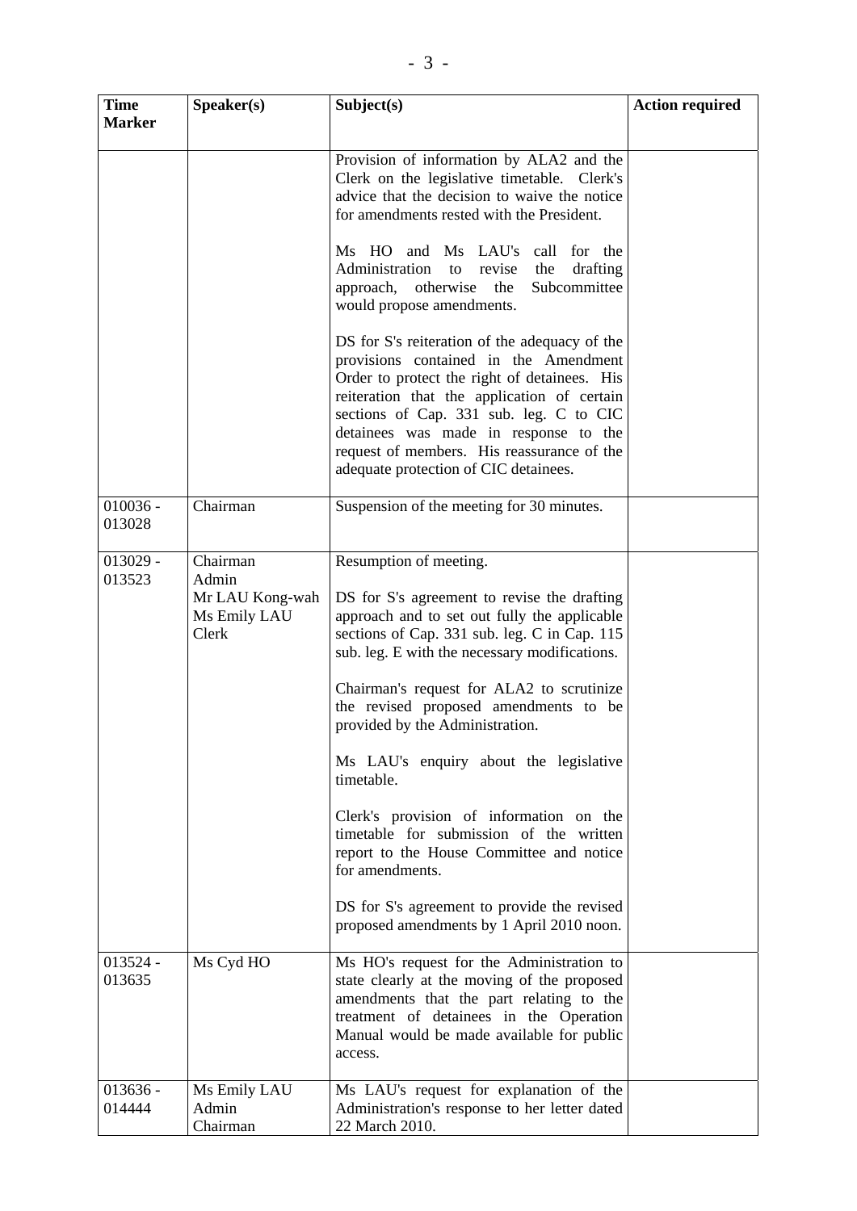| Time Marker | Speaker(s) | Subject(s) | Action required |
|---|---|---|---|
| | | Provision of information by ALA2 and the Clerk on the legislative timetable. Clerk's advice that the decision to waive the notice for amendments rested with the President.<br><br>Ms HO and Ms LAU's call for the Administration to revise the drafting approach, otherwise the Subcommittee would propose amendments.<br><br>DS for S's reiteration of the adequacy of the provisions contained in the Amendment Order to protect the right of detainees. His reiteration that the application of certain sections of Cap. 331 sub. leg. C to CIC detainees was made in response to the request of members. His reassurance of the adequate protection of CIC detainees. | |
| 010036 - 013028 | Chairman | Suspension of the meeting for 30 minutes. | |
| 013029 - 013523 | Chairman<br>Admin<br>Mr LAU Kong-wah<br>Ms Emily LAU<br>Clerk | Resumption of meeting.<br><br>DS for S's agreement to revise the drafting approach and to set out fully the applicable sections of Cap. 331 sub. leg. C in Cap. 115 sub. leg. E with the necessary modifications.<br><br>Chairman's request for ALA2 to scrutinize the revised proposed amendments to be provided by the Administration.<br><br>Ms LAU's enquiry about the legislative timetable.<br><br>Clerk's provision of information on the timetable for submission of the written report to the House Committee and notice for amendments.<br><br>DS for S's agreement to provide the revised proposed amendments by 1 April 2010 noon. | |
| 013524 - 013635 | Ms Cyd HO | Ms HO's request for the Administration to state clearly at the moving of the proposed amendments that the part relating to the treatment of detainees in the Operation Manual would be made available for public access. | |
| 013636 - 014444 | Ms Emily LAU<br>Admin<br>Chairman | Ms LAU's request for explanation of the Administration's response to her letter dated 22 March 2010. | |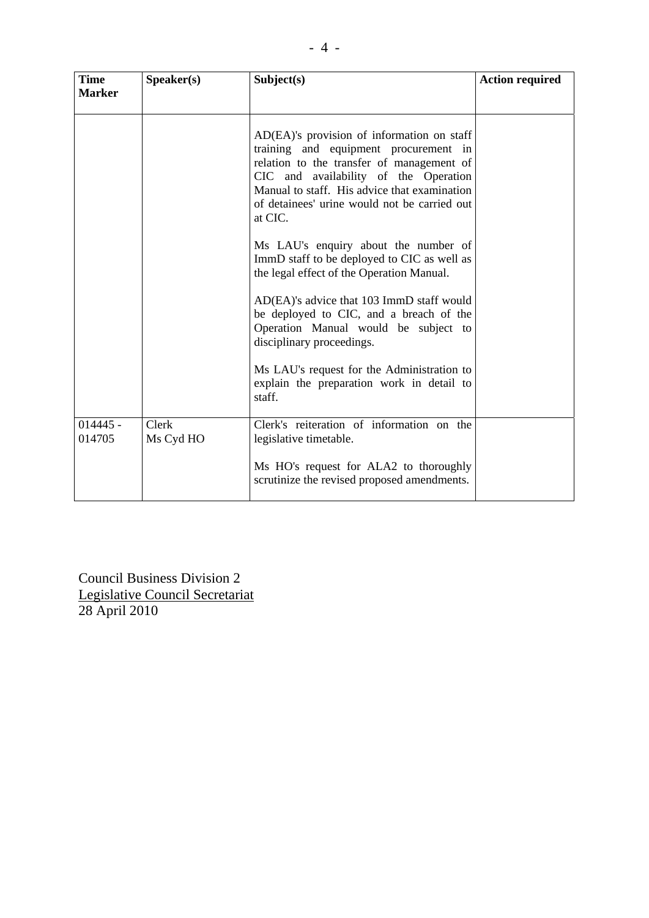| Time Marker | Speaker(s) | Subject(s) | Action required |
|---|---|---|---|
| | | AD(EA)'s provision of information on staff training and equipment procurement in relation to the transfer of management of CIC and availability of the Operation Manual to staff. His advice that examination of detainees' urine would not be carried out at CIC.<br><br>Ms LAU's enquiry about the number of ImmD staff to be deployed to CIC as well as the legal effect of the Operation Manual.<br><br>AD(EA)'s advice that 103 ImmD staff would be deployed to CIC, and a breach of the Operation Manual would be subject to disciplinary proceedings.<br><br>Ms LAU's request for the Administration to explain the preparation work in detail to staff. | |
| 014445 - 014705 | Clerk<br>Ms Cyd HO | Clerk's reiteration of information on the legislative timetable.<br><br>Ms HO's request for ALA2 to thoroughly scrutinize the revised proposed amendments. | |

Council Business Division 2
Legislative Council Secretariat
28 April 2010